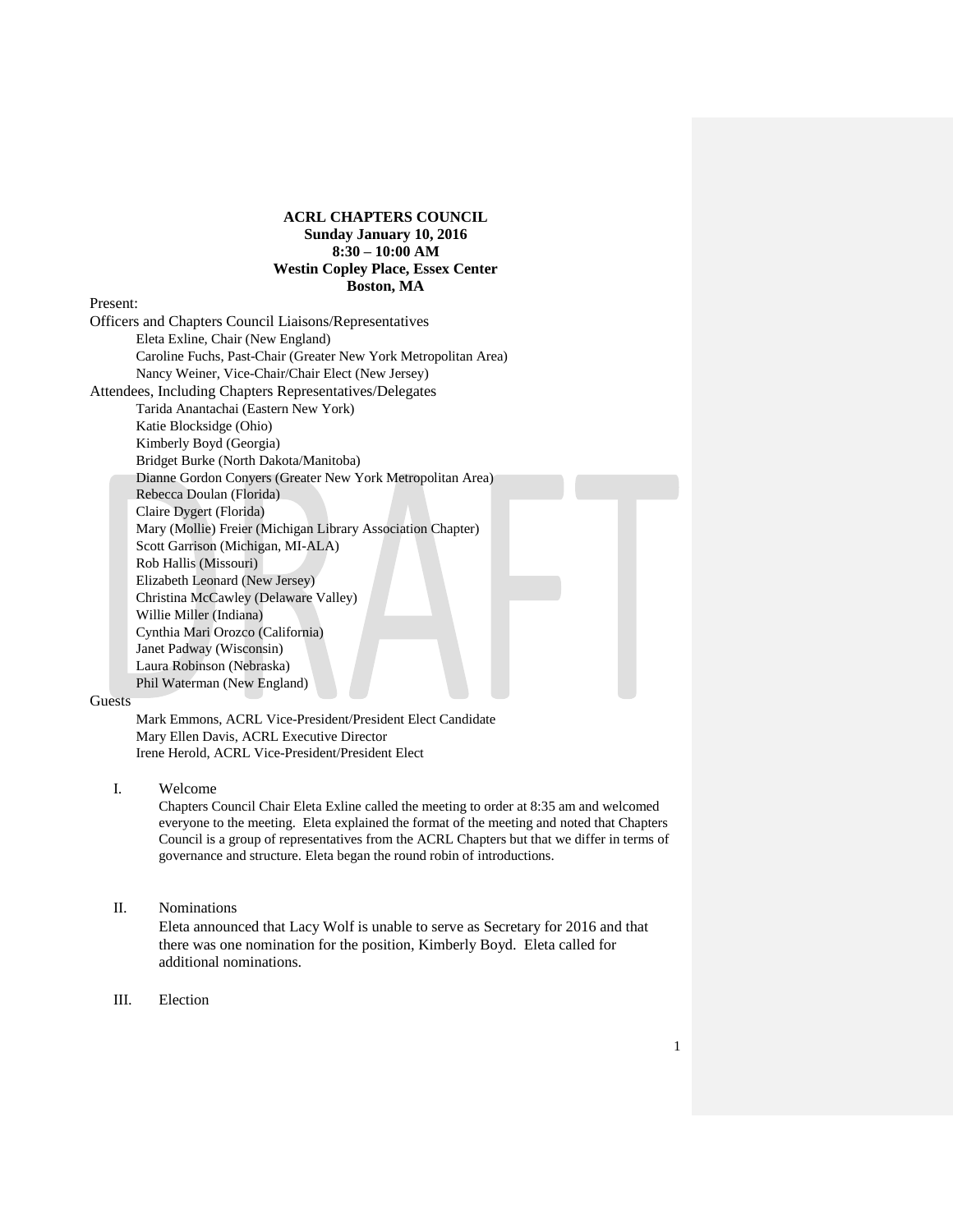**ACRL CHAPTERS COUNCIL**
**Sunday January 10, 2016**
**8:30 – 10:00 AM**
**Westin Copley Place, Essex Center**
**Boston, MA**

Present:

Officers and Chapters Council Liaisons/Representatives

- Eleta Exline, Chair (New England)
- Caroline Fuchs, Past-Chair (Greater New York Metropolitan Area)
- Nancy Weiner, Vice-Chair/Chair Elect (New Jersey)

Attendees, Including Chapters Representatives/Delegates

- Tarida Anantachai (Eastern New York)
- Katie Blocksidge (Ohio)
- Kimberly Boyd (Georgia)
- Bridget Burke (North Dakota/Manitoba)
- Dianne Gordon Conyers (Greater New York Metropolitan Area)
- Rebecca Doulan (Florida)
- Claire Dygert (Florida)
- Mary (Mollie) Freier (Michigan Library Association Chapter)
- Scott Garrison (Michigan, MI-ALA)
- Rob Hallis (Missouri)
- Elizabeth Leonard (New Jersey)
- Christina McCawley (Delaware Valley)
- Willie Miller (Indiana)
- Cynthia Mari Orozco (California)
- Janet Padway (Wisconsin)
- Laura Robinson (Nebraska)
- Phil Waterman (New England)

Guests

- Mark Emmons, ACRL Vice-President/President Elect Candidate
- Mary Ellen Davis, ACRL Executive Director
- Irene Herold, ACRL Vice-President/President Elect

I. Welcome

Chapters Council Chair Eleta Exline called the meeting to order at 8:35 am and welcomed everyone to the meeting. Eleta explained the format of the meeting and noted that Chapters Council is a group of representatives from the ACRL Chapters but that we differ in terms of governance and structure. Eleta began the round robin of introductions.

II. Nominations

Eleta announced that Lacy Wolf is unable to serve as Secretary for 2016 and that there was one nomination for the position, Kimberly Boyd. Eleta called for additional nominations.

III. Election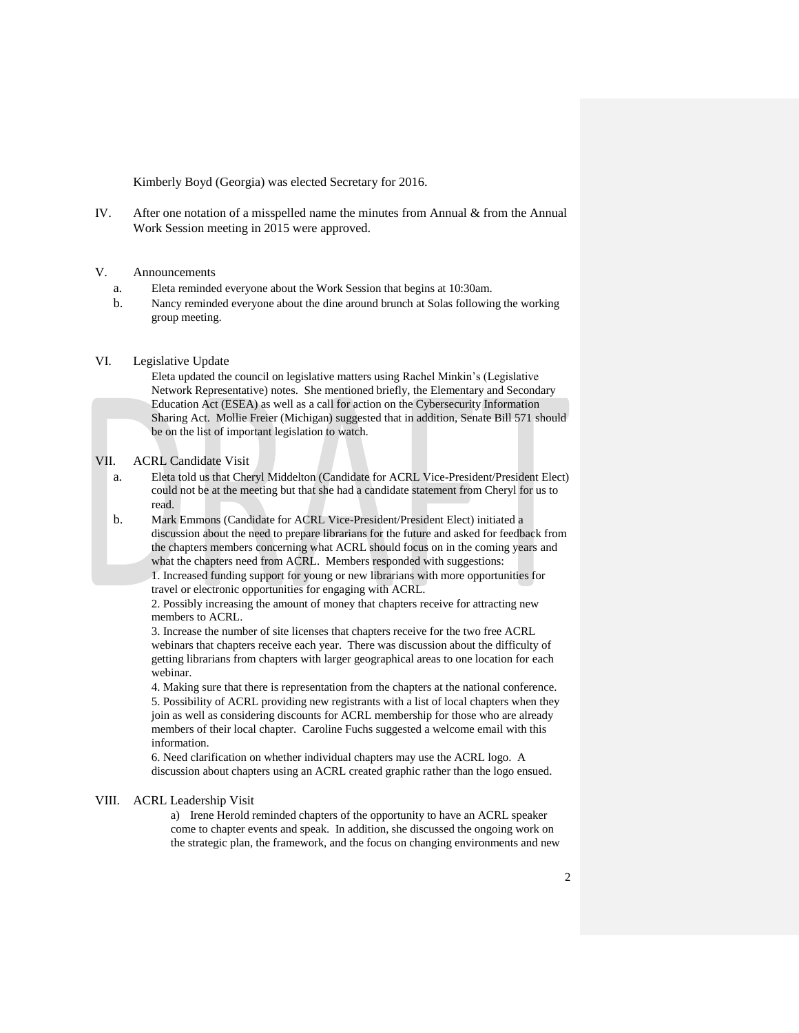Kimberly Boyd (Georgia) was elected Secretary for 2016.

IV. After one notation of a misspelled name the minutes from Annual & from the Annual Work Session meeting in 2015 were approved.

V. Announcements

a. Eleta reminded everyone about the Work Session that begins at 10:30am.
b. Nancy reminded everyone about the dine around brunch at Solas following the working group meeting.

VI. Legislative Update

Eleta updated the council on legislative matters using Rachel Minkin's (Legislative Network Representative) notes. She mentioned briefly, the Elementary and Secondary Education Act (ESEA) as well as a call for action on the Cybersecurity Information Sharing Act. Mollie Freier (Michigan) suggested that in addition, Senate Bill 571 should be on the list of important legislation to watch.

VII. ACRL Candidate Visit

a. Eleta told us that Cheryl Middelton (Candidate for ACRL Vice-President/President Elect) could not be at the meeting but that she had a candidate statement from Cheryl for us to read.
b. Mark Emmons (Candidate for ACRL Vice-President/President Elect) initiated a discussion about the need to prepare librarians for the future and asked for feedback from the chapters members concerning what ACRL should focus on in the coming years and what the chapters need from ACRL. Members responded with suggestions:

1. Increased funding support for young or new librarians with more opportunities for travel or electronic opportunities for engaging with ACRL.
2. Possibly increasing the amount of money that chapters receive for attracting new members to ACRL.
3. Increase the number of site licenses that chapters receive for the two free ACRL webinars that chapters receive each year. There was discussion about the difficulty of getting librarians from chapters with larger geographical areas to one location for each webinar.
4. Making sure that there is representation from the chapters at the national conference.
5. Possibility of ACRL providing new registrants with a list of local chapters when they join as well as considering discounts for ACRL membership for those who are already members of their local chapter. Caroline Fuchs suggested a welcome email with this information.
6. Need clarification on whether individual chapters may use the ACRL logo. A discussion about chapters using an ACRL created graphic rather than the logo ensued.

VIII. ACRL Leadership Visit

a) Irene Herold reminded chapters of the opportunity to have an ACRL speaker come to chapter events and speak. In addition, she discussed the ongoing work on the strategic plan, the framework, and the focus on changing environments and new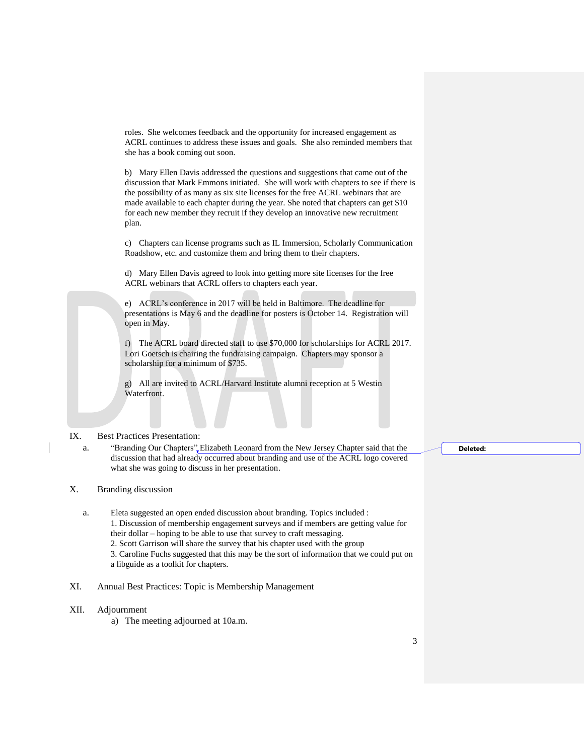roles. She welcomes feedback and the opportunity for increased engagement as ACRL continues to address these issues and goals. She also reminded members that she has a book coming out soon.

b) Mary Ellen Davis addressed the questions and suggestions that came out of the discussion that Mark Emmons initiated. She will work with chapters to see if there is the possibility of as many as six site licenses for the free ACRL webinars that are made available to each chapter during the year. She noted that chapters can get $10 for each new member they recruit if they develop an innovative new recruitment plan.

c) Chapters can license programs such as IL Immersion, Scholarly Communication Roadshow, etc. and customize them and bring them to their chapters.

d) Mary Ellen Davis agreed to look into getting more site licenses for the free ACRL webinars that ACRL offers to chapters each year.

e) ACRL's conference in 2017 will be held in Baltimore. The deadline for presentations is May 6 and the deadline for posters is October 14. Registration will open in May.

f) The ACRL board directed staff to use $70,000 for scholarships for ACRL 2017. Lori Goetsch is chairing the fundraising campaign. Chapters may sponsor a scholarship for a minimum of $735.

g) All are invited to ACRL/Harvard Institute alumni reception at 5 Westin Waterfront.

IX. Best Practices Presentation:

a. "Branding Our Chapters" Elizabeth Leonard from the New Jersey Chapter said that the discussion that had already occurred about branding and use of the ACRL logo covered what she was going to discuss in her presentation.

X. Branding discussion

a. Eleta suggested an open ended discussion about branding. Topics included :
1. Discussion of membership engagement surveys and if members are getting value for their dollar – hoping to be able to use that survey to craft messaging.
2. Scott Garrison will share the survey that his chapter used with the group
3. Caroline Fuchs suggested that this may be the sort of information that we could put on a libguide as a toolkit for chapters.

XI. Annual Best Practices: Topic is Membership Management

XII. Adjournment

a) The meeting adjourned at 10a.m.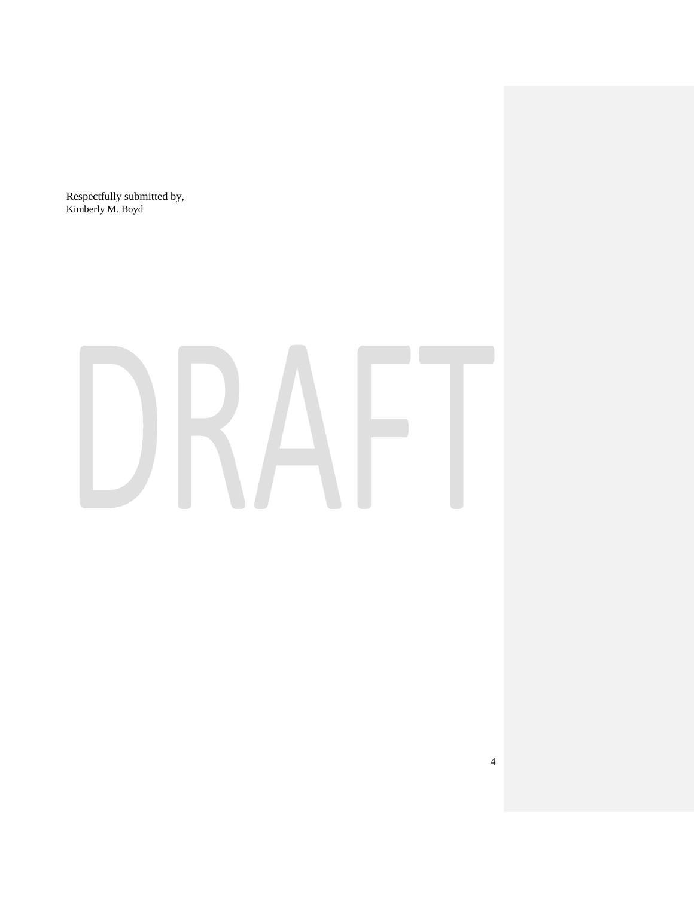Respectfully submitted by,
Kimberly M. Boyd